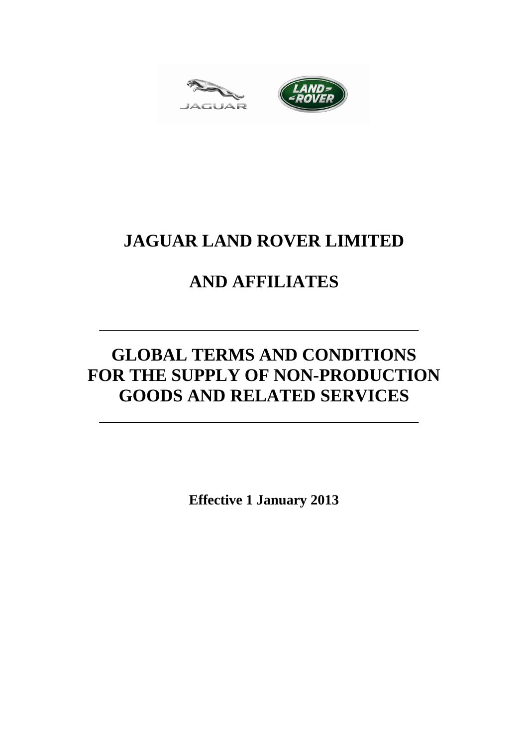# JAGUAR LAND ROVER LIMITED

# AND AFFILIATES

---

# GLOBAL TERMS AND CONDITIONS FOR THE SUPPLY OF NON-PRODUCTION GOODS AND RELATED SERVICES

---

**Effective 1 January 2013**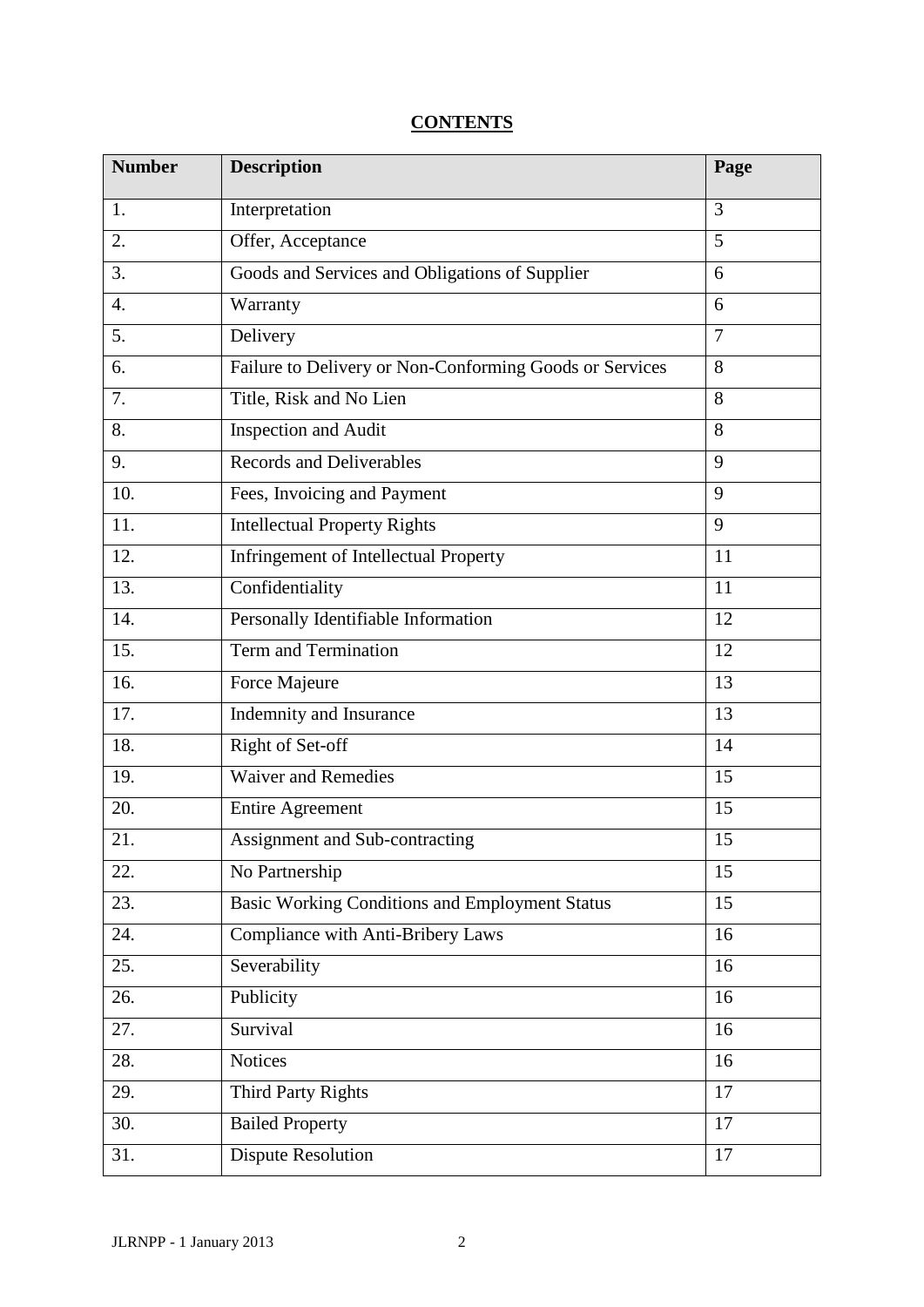**CONTENTS**

| Number | Description | Page |
|---|---|---|
| 1. | Interpretation | 3 |
| 2. | Offer, Acceptance | 5 |
| 3. | Goods and Services and Obligations of Supplier | 6 |
| 4. | Warranty | 6 |
| 5. | Delivery | 7 |
| 6. | Failure to Delivery or Non-Conforming Goods or Services | 8 |
| 7. | Title, Risk and No Lien | 8 |
| 8. | Inspection and Audit | 8 |
| 9. | Records and Deliverables | 9 |
| 10. | Fees, Invoicing and Payment | 9 |
| 11. | Intellectual Property Rights | 9 |
| 12. | Infringement of Intellectual Property | 11 |
| 13. | Confidentiality | 11 |
| 14. | Personally Identifiable Information | 12 |
| 15. | Term and Termination | 12 |
| 16. | Force Majeure | 13 |
| 17. | Indemnity and Insurance | 13 |
| 18. | Right of Set-off | 14 |
| 19. | Waiver and Remedies | 15 |
| 20. | Entire Agreement | 15 |
| 21. | Assignment and Sub-contracting | 15 |
| 22. | No Partnership | 15 |
| 23. | Basic Working Conditions and Employment Status | 15 |
| 24. | Compliance with Anti-Bribery Laws | 16 |
| 25. | Severability | 16 |
| 26. | Publicity | 16 |
| 27. | Survival | 16 |
| 28. | Notices | 16 |
| 29. | Third Party Rights | 17 |
| 30. | Bailed Property | 17 |
| 31. | Dispute Resolution | 17 |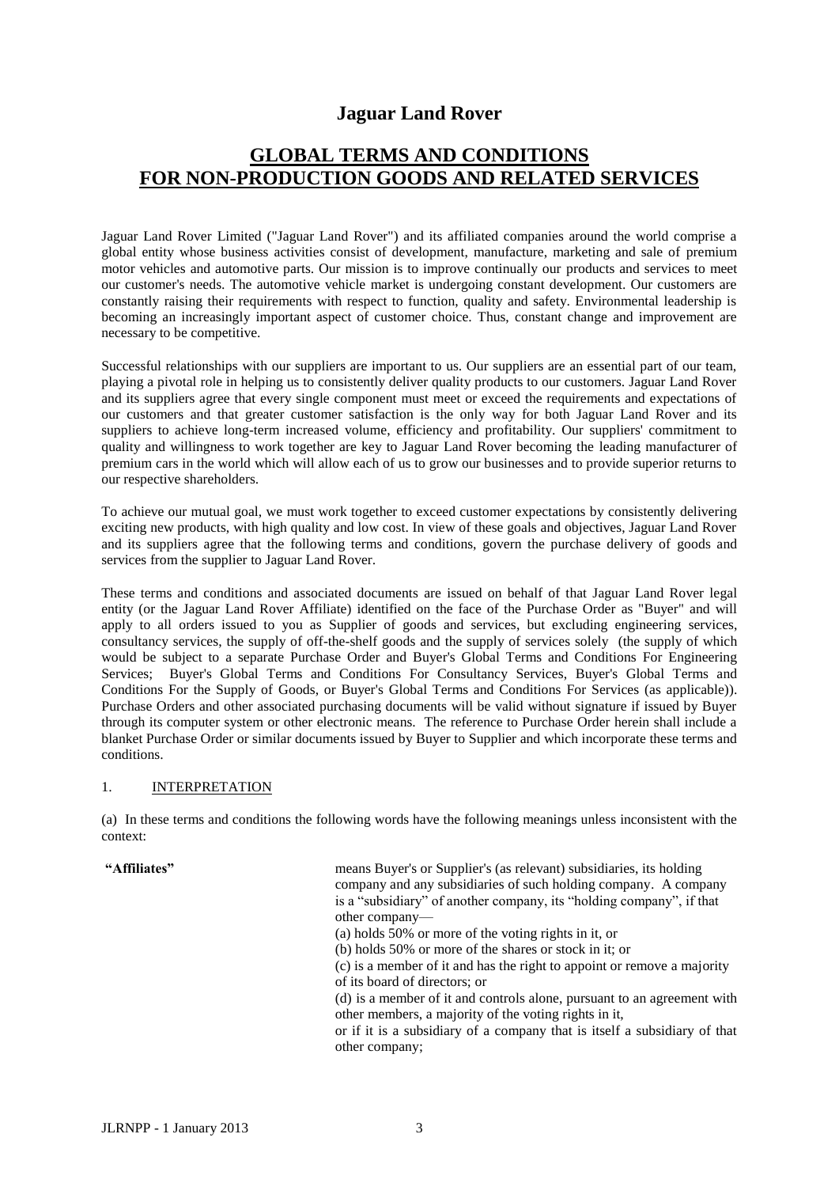# Jaguar Land Rover

## GLOBAL TERMS AND CONDITIONS FOR NON-PRODUCTION GOODS AND RELATED SERVICES

Jaguar Land Rover Limited ("Jaguar Land Rover") and its affiliated companies around the world comprise a global entity whose business activities consist of development, manufacture, marketing and sale of premium motor vehicles and automotive parts. Our mission is to improve continually our products and services to meet our customer's needs. The automotive vehicle market is undergoing constant development. Our customers are constantly raising their requirements with respect to function, quality and safety. Environmental leadership is becoming an increasingly important aspect of customer choice. Thus, constant change and improvement are necessary to be competitive.

Successful relationships with our suppliers are important to us. Our suppliers are an essential part of our team, playing a pivotal role in helping us to consistently deliver quality products to our customers. Jaguar Land Rover and its suppliers agree that every single component must meet or exceed the requirements and expectations of our customers and that greater customer satisfaction is the only way for both Jaguar Land Rover and its suppliers to achieve long-term increased volume, efficiency and profitability. Our suppliers' commitment to quality and willingness to work together are key to Jaguar Land Rover becoming the leading manufacturer of premium cars in the world which will allow each of us to grow our businesses and to provide superior returns to our respective shareholders.

To achieve our mutual goal, we must work together to exceed customer expectations by consistently delivering exciting new products, with high quality and low cost. In view of these goals and objectives, Jaguar Land Rover and its suppliers agree that the following terms and conditions, govern the purchase delivery of goods and services from the supplier to Jaguar Land Rover.

These terms and conditions and associated documents are issued on behalf of that Jaguar Land Rover legal entity (or the Jaguar Land Rover Affiliate) identified on the face of the Purchase Order as "Buyer" and will apply to all orders issued to you as Supplier of goods and services, but excluding engineering services, consultancy services, the supply of off-the-shelf goods and the supply of services solely (the supply of which would be subject to a separate Purchase Order and Buyer's Global Terms and Conditions For Engineering Services; Buyer's Global Terms and Conditions For Consultancy Services, Buyer's Global Terms and Conditions For the Supply of Goods, or Buyer's Global Terms and Conditions For Services (as applicable)). Purchase Orders and other associated purchasing documents will be valid without signature if issued by Buyer through its computer system or other electronic means. The reference to Purchase Order herein shall include a blanket Purchase Order or similar documents issued by Buyer to Supplier and which incorporate these terms and conditions.

### 1. INTERPRETATION

(a) In these terms and conditions the following words have the following meanings unless inconsistent with the context:

**"Affiliates"** means Buyer's or Supplier's (as relevant) subsidiaries, its holding company and any subsidiaries of such holding company. A company is a "subsidiary" of another company, its "holding company", if that other company—

(a) holds 50% or more of the voting rights in it, or

(b) holds 50% or more of the shares or stock in it; or

(c) is a member of it and has the right to appoint or remove a majority of its board of directors; or

(d) is a member of it and controls alone, pursuant to an agreement with other members, a majority of the voting rights in it,

or if it is a subsidiary of a company that is itself a subsidiary of that other company;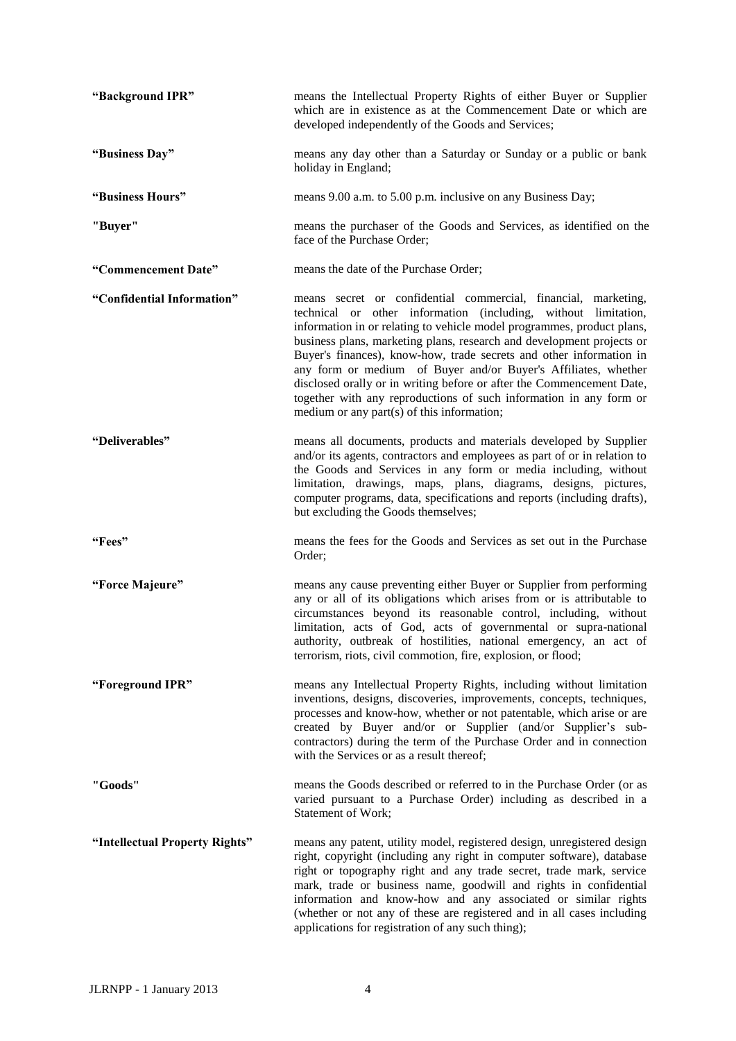**"Background IPR"** means the Intellectual Property Rights of either Buyer or Supplier which are in existence as at the Commencement Date or which are developed independently of the Goods and Services;

**"Business Day"** means any day other than a Saturday or Sunday or a public or bank holiday in England;

**"Business Hours"** means 9.00 a.m. to 5.00 p.m. inclusive on any Business Day;

**"Buyer"** means the purchaser of the Goods and Services, as identified on the face of the Purchase Order;

**"Commencement Date"** means the date of the Purchase Order;

**"Confidential Information"** means secret or confidential commercial, financial, marketing, technical or other information (including, without limitation, information in or relating to vehicle model programmes, product plans, business plans, marketing plans, research and development projects or Buyer's finances), know-how, trade secrets and other information in any form or medium of Buyer and/or Buyer's Affiliates, whether disclosed orally or in writing before or after the Commencement Date, together with any reproductions of such information in any form or medium or any part(s) of this information;

**"Deliverables"** means all documents, products and materials developed by Supplier and/or its agents, contractors and employees as part of or in relation to the Goods and Services in any form or media including, without limitation, drawings, maps, plans, diagrams, designs, pictures, computer programs, data, specifications and reports (including drafts), but excluding the Goods themselves;

**"Fees"** means the fees for the Goods and Services as set out in the Purchase Order;

**"Force Majeure"** means any cause preventing either Buyer or Supplier from performing any or all of its obligations which arises from or is attributable to circumstances beyond its reasonable control, including, without limitation, acts of God, acts of governmental or supra-national authority, outbreak of hostilities, national emergency, an act of terrorism, riots, civil commotion, fire, explosion, or flood;

**"Foreground IPR"** means any Intellectual Property Rights, including without limitation inventions, designs, discoveries, improvements, concepts, techniques, processes and know-how, whether or not patentable, which arise or are created by Buyer and/or or Supplier (and/or Supplier's sub-contractors) during the term of the Purchase Order and in connection with the Services or as a result thereof;

**"Goods"** means the Goods described or referred to in the Purchase Order (or as varied pursuant to a Purchase Order) including as described in a Statement of Work;

**"Intellectual Property Rights"** means any patent, utility model, registered design, unregistered design right, copyright (including any right in computer software), database right or topography right and any trade secret, trade mark, service mark, trade or business name, goodwill and rights in confidential information and know-how and any associated or similar rights (whether or not any of these are registered and in all cases including applications for registration of any such thing);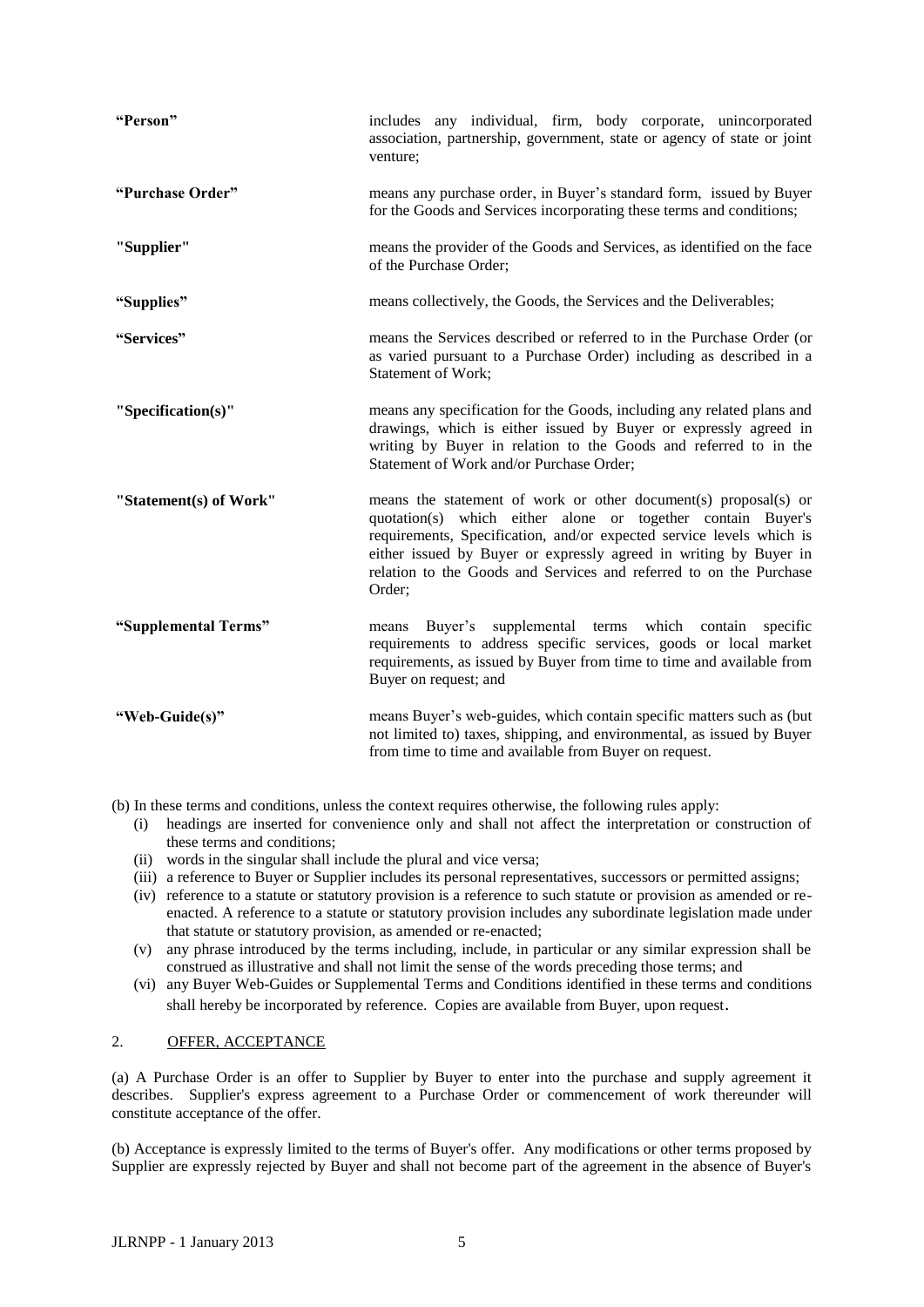| | |
|---|---|
| **"Person"** | includes any individual, firm, body corporate, unincorporated association, partnership, government, state or agency of state or joint venture; |
| **"Purchase Order"** | means any purchase order, in Buyer's standard form, issued by Buyer for the Goods and Services incorporating these terms and conditions; |
| **"Supplier"** | means the provider of the Goods and Services, as identified on the face of the Purchase Order; |
| **"Supplies"** | means collectively, the Goods, the Services and the Deliverables; |
| **"Services"** | means the Services described or referred to in the Purchase Order (or as varied pursuant to a Purchase Order) including as described in a Statement of Work; |
| **"Specification(s)"** | means any specification for the Goods, including any related plans and drawings, which is either issued by Buyer or expressly agreed in writing by Buyer in relation to the Goods and referred to in the Statement of Work and/or Purchase Order; |
| **"Statement(s) of Work"** | means the statement of work or other document(s) proposal(s) or quotation(s) which either alone or together contain Buyer's requirements, Specification, and/or expected service levels which is either issued by Buyer or expressly agreed in writing by Buyer in relation to the Goods and Services and referred to on the Purchase Order; |
| **"Supplemental Terms"** | means Buyer's supplemental terms which contain specific requirements to address specific services, goods or local market requirements, as issued by Buyer from time to time and available from Buyer on request; and |
| **"Web-Guide(s)"** | means Buyer's web-guides, which contain specific matters such as (but not limited to) taxes, shipping, and environmental, as issued by Buyer from time to time and available from Buyer on request. |

(b) In these terms and conditions, unless the context requires otherwise, the following rules apply:

- (i) headings are inserted for convenience only and shall not affect the interpretation or construction of these terms and conditions;
- (ii) words in the singular shall include the plural and vice versa;
- (iii) a reference to Buyer or Supplier includes its personal representatives, successors or permitted assigns;
- (iv) reference to a statute or statutory provision is a reference to such statute or provision as amended or re-enacted. A reference to a statute or statutory provision includes any subordinate legislation made under that statute or statutory provision, as amended or re-enacted;
- (v) any phrase introduced by the terms including, include, in particular or any similar expression shall be construed as illustrative and shall not limit the sense of the words preceding those terms; and
- (vi) any Buyer Web-Guides or Supplemental Terms and Conditions identified in these terms and conditions shall hereby be incorporated by reference. Copies are available from Buyer, upon request.

## 2. OFFER, ACCEPTANCE

(a) A Purchase Order is an offer to Supplier by Buyer to enter into the purchase and supply agreement it describes. Supplier's express agreement to a Purchase Order or commencement of work thereunder will constitute acceptance of the offer.

(b) Acceptance is expressly limited to the terms of Buyer's offer. Any modifications or other terms proposed by Supplier are expressly rejected by Buyer and shall not become part of the agreement in the absence of Buyer's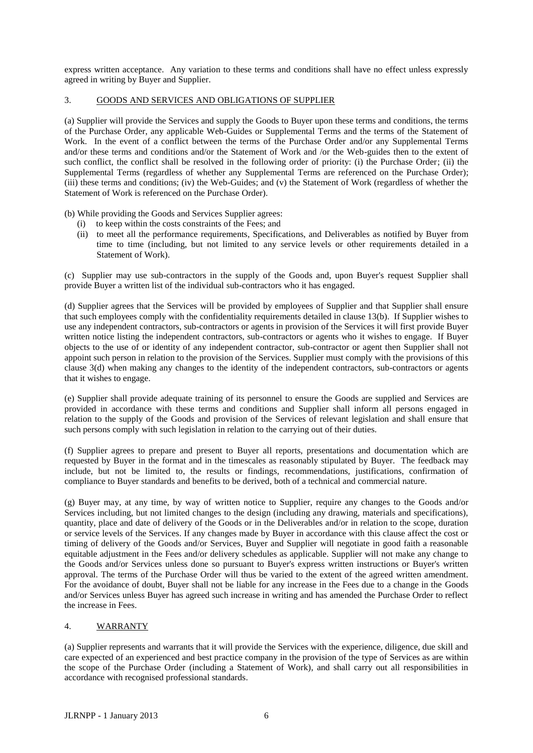express written acceptance. Any variation to these terms and conditions shall have no effect unless expressly agreed in writing by Buyer and Supplier.

## 3. GOODS AND SERVICES AND OBLIGATIONS OF SUPPLIER

(a) Supplier will provide the Services and supply the Goods to Buyer upon these terms and conditions, the terms of the Purchase Order, any applicable Web-Guides or Supplemental Terms and the terms of the Statement of Work. In the event of a conflict between the terms of the Purchase Order and/or any Supplemental Terms and/or these terms and conditions and/or the Statement of Work and /or the Web-guides then to the extent of such conflict, the conflict shall be resolved in the following order of priority: (i) the Purchase Order; (ii) the Supplemental Terms (regardless of whether any Supplemental Terms are referenced on the Purchase Order); (iii) these terms and conditions; (iv) the Web-Guides; and (v) the Statement of Work (regardless of whether the Statement of Work is referenced on the Purchase Order).

(b) While providing the Goods and Services Supplier agrees:

- (i) to keep within the costs constraints of the Fees; and
- (ii) to meet all the performance requirements, Specifications, and Deliverables as notified by Buyer from time to time (including, but not limited to any service levels or other requirements detailed in a Statement of Work).

(c) Supplier may use sub-contractors in the supply of the Goods and, upon Buyer's request Supplier shall provide Buyer a written list of the individual sub-contractors who it has engaged.

(d) Supplier agrees that the Services will be provided by employees of Supplier and that Supplier shall ensure that such employees comply with the confidentiality requirements detailed in clause 13(b). If Supplier wishes to use any independent contractors, sub-contractors or agents in provision of the Services it will first provide Buyer written notice listing the independent contractors, sub-contractors or agents who it wishes to engage. If Buyer objects to the use of or identity of any independent contractor, sub-contractor or agent then Supplier shall not appoint such person in relation to the provision of the Services. Supplier must comply with the provisions of this clause 3(d) when making any changes to the identity of the independent contractors, sub-contractors or agents that it wishes to engage.

(e) Supplier shall provide adequate training of its personnel to ensure the Goods are supplied and Services are provided in accordance with these terms and conditions and Supplier shall inform all persons engaged in relation to the supply of the Goods and provision of the Services of relevant legislation and shall ensure that such persons comply with such legislation in relation to the carrying out of their duties.

(f) Supplier agrees to prepare and present to Buyer all reports, presentations and documentation which are requested by Buyer in the format and in the timescales as reasonably stipulated by Buyer. The feedback may include, but not be limited to, the results or findings, recommendations, justifications, confirmation of compliance to Buyer standards and benefits to be derived, both of a technical and commercial nature.

(g) Buyer may, at any time, by way of written notice to Supplier, require any changes to the Goods and/or Services including, but not limited changes to the design (including any drawing, materials and specifications), quantity, place and date of delivery of the Goods or in the Deliverables and/or in relation to the scope, duration or service levels of the Services. If any changes made by Buyer in accordance with this clause affect the cost or timing of delivery of the Goods and/or Services, Buyer and Supplier will negotiate in good faith a reasonable equitable adjustment in the Fees and/or delivery schedules as applicable. Supplier will not make any change to the Goods and/or Services unless done so pursuant to Buyer's express written instructions or Buyer's written approval. The terms of the Purchase Order will thus be varied to the extent of the agreed written amendment. For the avoidance of doubt, Buyer shall not be liable for any increase in the Fees due to a change in the Goods and/or Services unless Buyer has agreed such increase in writing and has amended the Purchase Order to reflect the increase in Fees.

## 4. WARRANTY

(a) Supplier represents and warrants that it will provide the Services with the experience, diligence, due skill and care expected of an experienced and best practice company in the provision of the type of Services as are within the scope of the Purchase Order (including a Statement of Work), and shall carry out all responsibilities in accordance with recognised professional standards.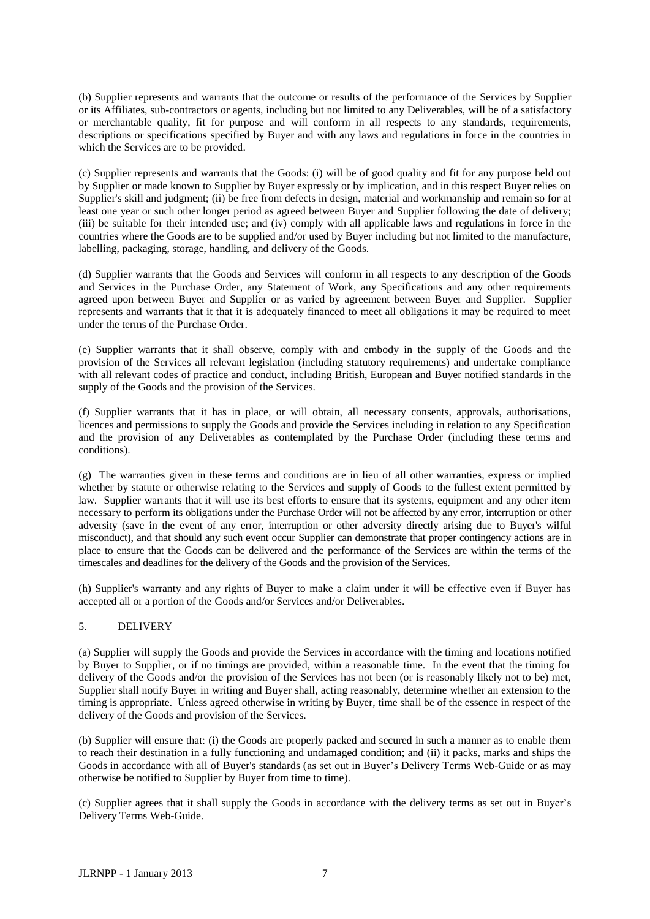(b) Supplier represents and warrants that the outcome or results of the performance of the Services by Supplier or its Affiliates, sub-contractors or agents, including but not limited to any Deliverables, will be of a satisfactory or merchantable quality, fit for purpose and will conform in all respects to any standards, requirements, descriptions or specifications specified by Buyer and with any laws and regulations in force in the countries in which the Services are to be provided.

(c) Supplier represents and warrants that the Goods: (i) will be of good quality and fit for any purpose held out by Supplier or made known to Supplier by Buyer expressly or by implication, and in this respect Buyer relies on Supplier's skill and judgment; (ii) be free from defects in design, material and workmanship and remain so for at least one year or such other longer period as agreed between Buyer and Supplier following the date of delivery; (iii) be suitable for their intended use; and (iv) comply with all applicable laws and regulations in force in the countries where the Goods are to be supplied and/or used by Buyer including but not limited to the manufacture, labelling, packaging, storage, handling, and delivery of the Goods.

(d) Supplier warrants that the Goods and Services will conform in all respects to any description of the Goods and Services in the Purchase Order, any Statement of Work, any Specifications and any other requirements agreed upon between Buyer and Supplier or as varied by agreement between Buyer and Supplier. Supplier represents and warrants that it that it is adequately financed to meet all obligations it may be required to meet under the terms of the Purchase Order.

(e) Supplier warrants that it shall observe, comply with and embody in the supply of the Goods and the provision of the Services all relevant legislation (including statutory requirements) and undertake compliance with all relevant codes of practice and conduct, including British, European and Buyer notified standards in the supply of the Goods and the provision of the Services.

(f) Supplier warrants that it has in place, or will obtain, all necessary consents, approvals, authorisations, licences and permissions to supply the Goods and provide the Services including in relation to any Specification and the provision of any Deliverables as contemplated by the Purchase Order (including these terms and conditions).

(g) The warranties given in these terms and conditions are in lieu of all other warranties, express or implied whether by statute or otherwise relating to the Services and supply of Goods to the fullest extent permitted by law. Supplier warrants that it will use its best efforts to ensure that its systems, equipment and any other item necessary to perform its obligations under the Purchase Order will not be affected by any error, interruption or other adversity (save in the event of any error, interruption or other adversity directly arising due to Buyer's wilful misconduct), and that should any such event occur Supplier can demonstrate that proper contingency actions are in place to ensure that the Goods can be delivered and the performance of the Services are within the terms of the timescales and deadlines for the delivery of the Goods and the provision of the Services.

(h) Supplier's warranty and any rights of Buyer to make a claim under it will be effective even if Buyer has accepted all or a portion of the Goods and/or Services and/or Deliverables.

## 5. DELIVERY

(a) Supplier will supply the Goods and provide the Services in accordance with the timing and locations notified by Buyer to Supplier, or if no timings are provided, within a reasonable time. In the event that the timing for delivery of the Goods and/or the provision of the Services has not been (or is reasonably likely not to be) met, Supplier shall notify Buyer in writing and Buyer shall, acting reasonably, determine whether an extension to the timing is appropriate. Unless agreed otherwise in writing by Buyer, time shall be of the essence in respect of the delivery of the Goods and provision of the Services.

(b) Supplier will ensure that: (i) the Goods are properly packed and secured in such a manner as to enable them to reach their destination in a fully functioning and undamaged condition; and (ii) it packs, marks and ships the Goods in accordance with all of Buyer's standards (as set out in Buyer's Delivery Terms Web-Guide or as may otherwise be notified to Supplier by Buyer from time to time).

(c) Supplier agrees that it shall supply the Goods in accordance with the delivery terms as set out in Buyer's Delivery Terms Web-Guide.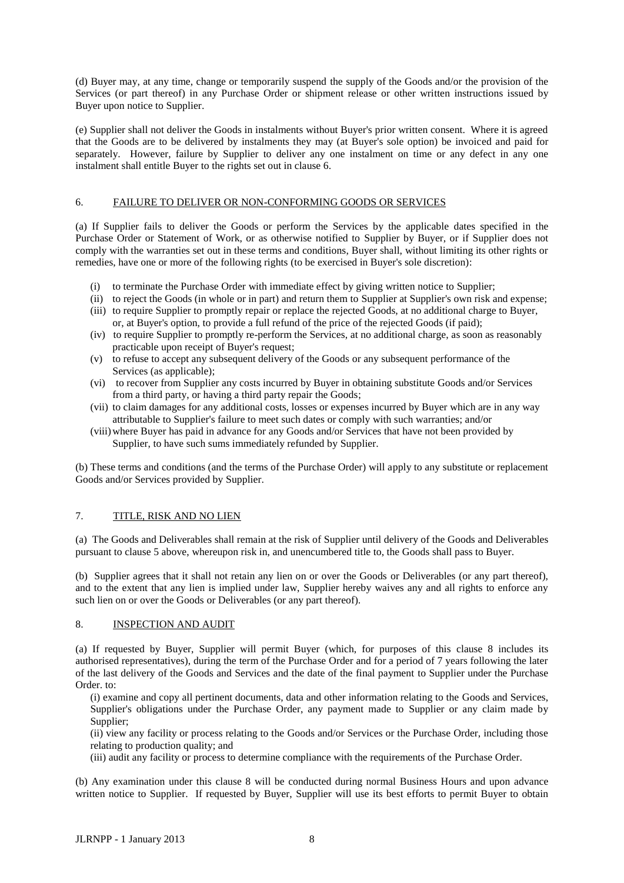(d) Buyer may, at any time, change or temporarily suspend the supply of the Goods and/or the provision of the Services (or part thereof) in any Purchase Order or shipment release or other written instructions issued by Buyer upon notice to Supplier.

(e) Supplier shall not deliver the Goods in instalments without Buyer's prior written consent. Where it is agreed that the Goods are to be delivered by instalments they may (at Buyer's sole option) be invoiced and paid for separately. However, failure by Supplier to deliver any one instalment on time or any defect in any one instalment shall entitle Buyer to the rights set out in clause 6.

## 6. FAILURE TO DELIVER OR NON-CONFORMING GOODS OR SERVICES

(a) If Supplier fails to deliver the Goods or perform the Services by the applicable dates specified in the Purchase Order or Statement of Work, or as otherwise notified to Supplier by Buyer, or if Supplier does not comply with the warranties set out in these terms and conditions, Buyer shall, without limiting its other rights or remedies, have one or more of the following rights (to be exercised in Buyer's sole discretion):

- (i) to terminate the Purchase Order with immediate effect by giving written notice to Supplier;
- (ii) to reject the Goods (in whole or in part) and return them to Supplier at Supplier's own risk and expense;
- (iii) to require Supplier to promptly repair or replace the rejected Goods, at no additional charge to Buyer, or, at Buyer's option, to provide a full refund of the price of the rejected Goods (if paid);
- (iv) to require Supplier to promptly re-perform the Services, at no additional charge, as soon as reasonably practicable upon receipt of Buyer's request;
- (v) to refuse to accept any subsequent delivery of the Goods or any subsequent performance of the Services (as applicable);
- (vi) to recover from Supplier any costs incurred by Buyer in obtaining substitute Goods and/or Services from a third party, or having a third party repair the Goods;
- (vii) to claim damages for any additional costs, losses or expenses incurred by Buyer which are in any way attributable to Supplier's failure to meet such dates or comply with such warranties; and/or
- (viii) where Buyer has paid in advance for any Goods and/or Services that have not been provided by Supplier, to have such sums immediately refunded by Supplier.

(b) These terms and conditions (and the terms of the Purchase Order) will apply to any substitute or replacement Goods and/or Services provided by Supplier.

## 7. TITLE, RISK AND NO LIEN

(a) The Goods and Deliverables shall remain at the risk of Supplier until delivery of the Goods and Deliverables pursuant to clause 5 above, whereupon risk in, and unencumbered title to, the Goods shall pass to Buyer.

(b) Supplier agrees that it shall not retain any lien on or over the Goods or Deliverables (or any part thereof), and to the extent that any lien is implied under law, Supplier hereby waives any and all rights to enforce any such lien on or over the Goods or Deliverables (or any part thereof).

## 8. INSPECTION AND AUDIT

(a) If requested by Buyer, Supplier will permit Buyer (which, for purposes of this clause 8 includes its authorised representatives), during the term of the Purchase Order and for a period of 7 years following the later of the last delivery of the Goods and Services and the date of the final payment to Supplier under the Purchase Order. to:

(i) examine and copy all pertinent documents, data and other information relating to the Goods and Services, Supplier's obligations under the Purchase Order, any payment made to Supplier or any claim made by Supplier;

(ii) view any facility or process relating to the Goods and/or Services or the Purchase Order, including those relating to production quality; and

(iii) audit any facility or process to determine compliance with the requirements of the Purchase Order.

(b) Any examination under this clause 8 will be conducted during normal Business Hours and upon advance written notice to Supplier. If requested by Buyer, Supplier will use its best efforts to permit Buyer to obtain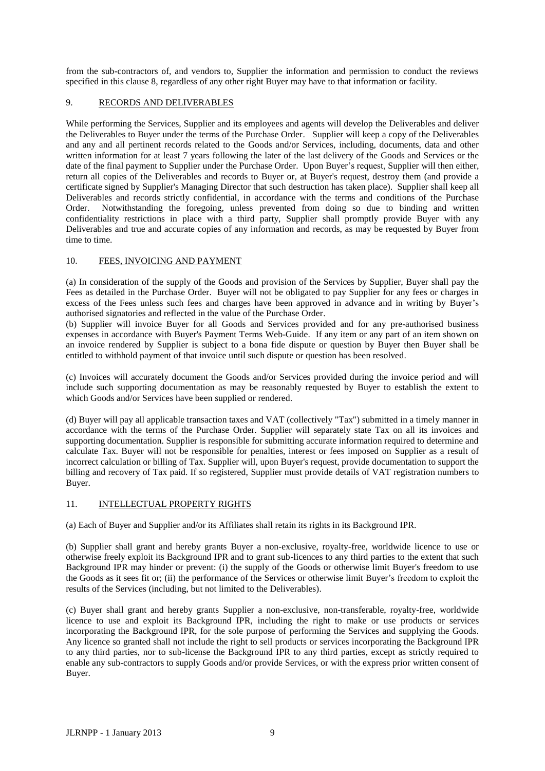from the sub-contractors of, and vendors to, Supplier the information and permission to conduct the reviews specified in this clause 8, regardless of any other right Buyer may have to that information or facility.

## 9. RECORDS AND DELIVERABLES

While performing the Services, Supplier and its employees and agents will develop the Deliverables and deliver the Deliverables to Buyer under the terms of the Purchase Order. Supplier will keep a copy of the Deliverables and any and all pertinent records related to the Goods and/or Services, including, documents, data and other written information for at least 7 years following the later of the last delivery of the Goods and Services or the date of the final payment to Supplier under the Purchase Order. Upon Buyer's request, Supplier will then either, return all copies of the Deliverables and records to Buyer or, at Buyer's request, destroy them (and provide a certificate signed by Supplier's Managing Director that such destruction has taken place). Supplier shall keep all Deliverables and records strictly confidential, in accordance with the terms and conditions of the Purchase Order. Notwithstanding the foregoing, unless prevented from doing so due to binding and written confidentiality restrictions in place with a third party, Supplier shall promptly provide Buyer with any Deliverables and true and accurate copies of any information and records, as may be requested by Buyer from time to time.

## 10. FEES, INVOICING AND PAYMENT

(a) In consideration of the supply of the Goods and provision of the Services by Supplier, Buyer shall pay the Fees as detailed in the Purchase Order. Buyer will not be obligated to pay Supplier for any fees or charges in excess of the Fees unless such fees and charges have been approved in advance and in writing by Buyer's authorised signatories and reflected in the value of the Purchase Order.

(b) Supplier will invoice Buyer for all Goods and Services provided and for any pre-authorised business expenses in accordance with Buyer's Payment Terms Web-Guide. If any item or any part of an item shown on an invoice rendered by Supplier is subject to a bona fide dispute or question by Buyer then Buyer shall be entitled to withhold payment of that invoice until such dispute or question has been resolved.

(c) Invoices will accurately document the Goods and/or Services provided during the invoice period and will include such supporting documentation as may be reasonably requested by Buyer to establish the extent to which Goods and/or Services have been supplied or rendered.

(d) Buyer will pay all applicable transaction taxes and VAT (collectively "Tax") submitted in a timely manner in accordance with the terms of the Purchase Order. Supplier will separately state Tax on all its invoices and supporting documentation. Supplier is responsible for submitting accurate information required to determine and calculate Tax. Buyer will not be responsible for penalties, interest or fees imposed on Supplier as a result of incorrect calculation or billing of Tax. Supplier will, upon Buyer's request, provide documentation to support the billing and recovery of Tax paid. If so registered, Supplier must provide details of VAT registration numbers to Buyer.

## 11. INTELLECTUAL PROPERTY RIGHTS

(a) Each of Buyer and Supplier and/or its Affiliates shall retain its rights in its Background IPR.

(b) Supplier shall grant and hereby grants Buyer a non-exclusive, royalty-free, worldwide licence to use or otherwise freely exploit its Background IPR and to grant sub-licences to any third parties to the extent that such Background IPR may hinder or prevent: (i) the supply of the Goods or otherwise limit Buyer's freedom to use the Goods as it sees fit or; (ii) the performance of the Services or otherwise limit Buyer's freedom to exploit the results of the Services (including, but not limited to the Deliverables).

(c) Buyer shall grant and hereby grants Supplier a non-exclusive, non-transferable, royalty-free, worldwide licence to use and exploit its Background IPR, including the right to make or use products or services incorporating the Background IPR, for the sole purpose of performing the Services and supplying the Goods. Any licence so granted shall not include the right to sell products or services incorporating the Background IPR to any third parties, nor to sub-license the Background IPR to any third parties, except as strictly required to enable any sub-contractors to supply Goods and/or provide Services, or with the express prior written consent of Buyer.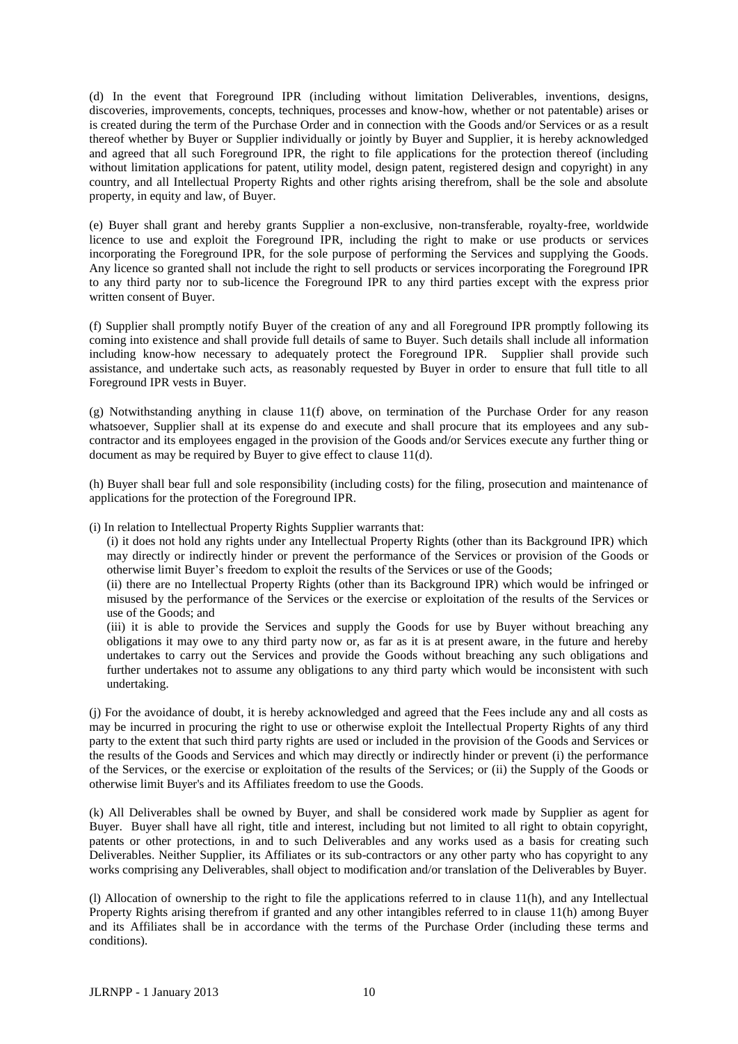(d) In the event that Foreground IPR (including without limitation Deliverables, inventions, designs, discoveries, improvements, concepts, techniques, processes and know-how, whether or not patentable) arises or is created during the term of the Purchase Order and in connection with the Goods and/or Services or as a result thereof whether by Buyer or Supplier individually or jointly by Buyer and Supplier, it is hereby acknowledged and agreed that all such Foreground IPR, the right to file applications for the protection thereof (including without limitation applications for patent, utility model, design patent, registered design and copyright) in any country, and all Intellectual Property Rights and other rights arising therefrom, shall be the sole and absolute property, in equity and law, of Buyer.

(e) Buyer shall grant and hereby grants Supplier a non-exclusive, non-transferable, royalty-free, worldwide licence to use and exploit the Foreground IPR, including the right to make or use products or services incorporating the Foreground IPR, for the sole purpose of performing the Services and supplying the Goods. Any licence so granted shall not include the right to sell products or services incorporating the Foreground IPR to any third party nor to sub-licence the Foreground IPR to any third parties except with the express prior written consent of Buyer.

(f) Supplier shall promptly notify Buyer of the creation of any and all Foreground IPR promptly following its coming into existence and shall provide full details of same to Buyer. Such details shall include all information including know-how necessary to adequately protect the Foreground IPR. Supplier shall provide such assistance, and undertake such acts, as reasonably requested by Buyer in order to ensure that full title to all Foreground IPR vests in Buyer.

(g) Notwithstanding anything in clause 11(f) above, on termination of the Purchase Order for any reason whatsoever, Supplier shall at its expense do and execute and shall procure that its employees and any sub-contractor and its employees engaged in the provision of the Goods and/or Services execute any further thing or document as may be required by Buyer to give effect to clause 11(d).

(h) Buyer shall bear full and sole responsibility (including costs) for the filing, prosecution and maintenance of applications for the protection of the Foreground IPR.

(i) In relation to Intellectual Property Rights Supplier warrants that:

(i) it does not hold any rights under any Intellectual Property Rights (other than its Background IPR) which may directly or indirectly hinder or prevent the performance of the Services or provision of the Goods or otherwise limit Buyer's freedom to exploit the results of the Services or use of the Goods;

(ii) there are no Intellectual Property Rights (other than its Background IPR) which would be infringed or misused by the performance of the Services or the exercise or exploitation of the results of the Services or use of the Goods; and

(iii) it is able to provide the Services and supply the Goods for use by Buyer without breaching any obligations it may owe to any third party now or, as far as it is at present aware, in the future and hereby undertakes to carry out the Services and provide the Goods without breaching any such obligations and further undertakes not to assume any obligations to any third party which would be inconsistent with such undertaking.

(j) For the avoidance of doubt, it is hereby acknowledged and agreed that the Fees include any and all costs as may be incurred in procuring the right to use or otherwise exploit the Intellectual Property Rights of any third party to the extent that such third party rights are used or included in the provision of the Goods and Services or the results of the Goods and Services and which may directly or indirectly hinder or prevent (i) the performance of the Services, or the exercise or exploitation of the results of the Services; or (ii) the Supply of the Goods or otherwise limit Buyer's and its Affiliates freedom to use the Goods.

(k) All Deliverables shall be owned by Buyer, and shall be considered work made by Supplier as agent for Buyer. Buyer shall have all right, title and interest, including but not limited to all right to obtain copyright, patents or other protections, in and to such Deliverables and any works used as a basis for creating such Deliverables. Neither Supplier, its Affiliates or its sub-contractors or any other party who has copyright to any works comprising any Deliverables, shall object to modification and/or translation of the Deliverables by Buyer.

(l) Allocation of ownership to the right to file the applications referred to in clause 11(h), and any Intellectual Property Rights arising therefrom if granted and any other intangibles referred to in clause 11(h) among Buyer and its Affiliates shall be in accordance with the terms of the Purchase Order (including these terms and conditions).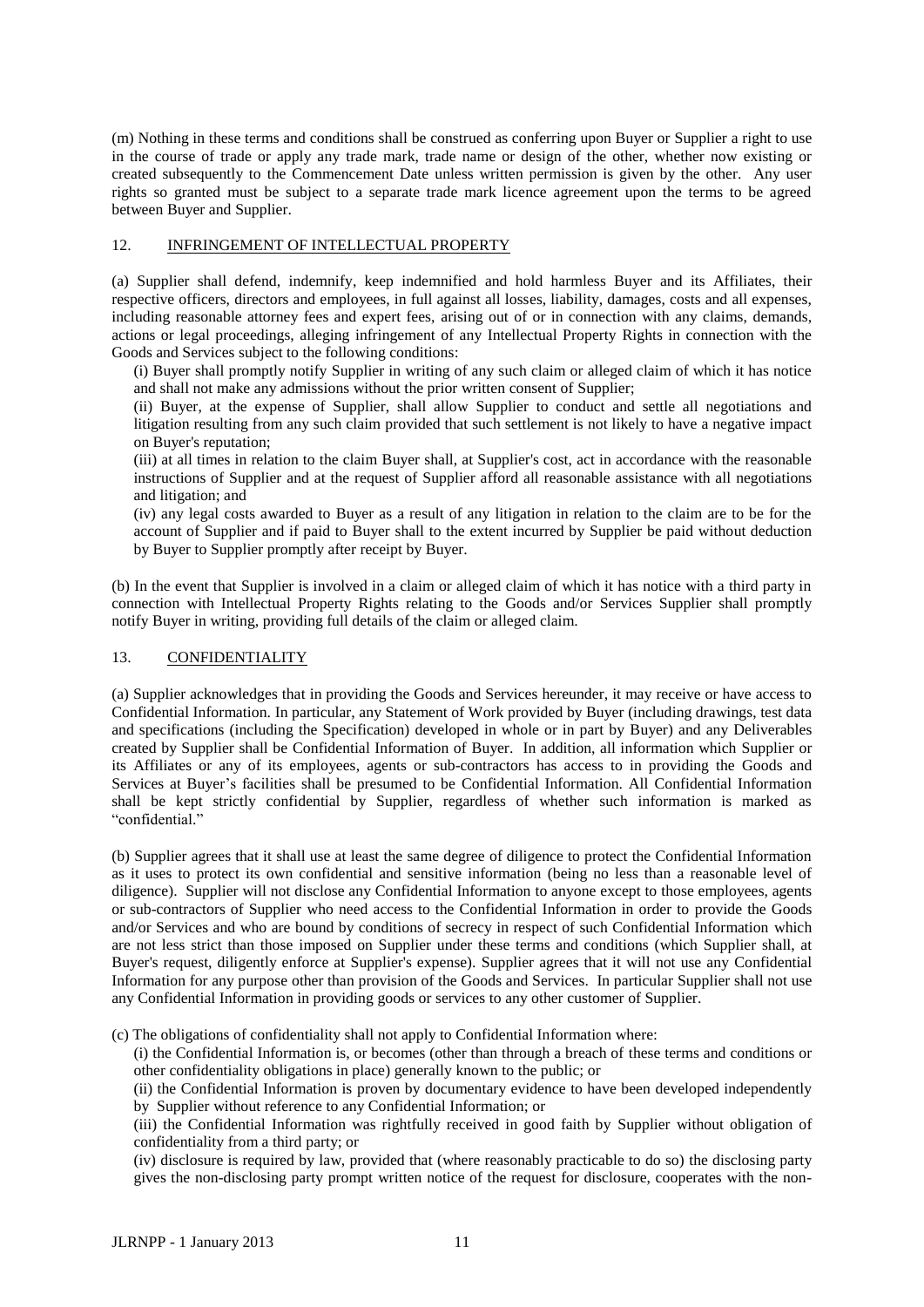(m) Nothing in these terms and conditions shall be construed as conferring upon Buyer or Supplier a right to use in the course of trade or apply any trade mark, trade name or design of the other, whether now existing or created subsequently to the Commencement Date unless written permission is given by the other. Any user rights so granted must be subject to a separate trade mark licence agreement upon the terms to be agreed between Buyer and Supplier.

## 12. INFRINGEMENT OF INTELLECTUAL PROPERTY

(a) Supplier shall defend, indemnify, keep indemnified and hold harmless Buyer and its Affiliates, their respective officers, directors and employees, in full against all losses, liability, damages, costs and all expenses, including reasonable attorney fees and expert fees, arising out of or in connection with any claims, demands, actions or legal proceedings, alleging infringement of any Intellectual Property Rights in connection with the Goods and Services subject to the following conditions:

(i) Buyer shall promptly notify Supplier in writing of any such claim or alleged claim of which it has notice and shall not make any admissions without the prior written consent of Supplier;

(ii) Buyer, at the expense of Supplier, shall allow Supplier to conduct and settle all negotiations and litigation resulting from any such claim provided that such settlement is not likely to have a negative impact on Buyer's reputation;

(iii) at all times in relation to the claim Buyer shall, at Supplier's cost, act in accordance with the reasonable instructions of Supplier and at the request of Supplier afford all reasonable assistance with all negotiations and litigation; and

(iv) any legal costs awarded to Buyer as a result of any litigation in relation to the claim are to be for the account of Supplier and if paid to Buyer shall to the extent incurred by Supplier be paid without deduction by Buyer to Supplier promptly after receipt by Buyer.

(b) In the event that Supplier is involved in a claim or alleged claim of which it has notice with a third party in connection with Intellectual Property Rights relating to the Goods and/or Services Supplier shall promptly notify Buyer in writing, providing full details of the claim or alleged claim.

## 13. CONFIDENTIALITY

(a) Supplier acknowledges that in providing the Goods and Services hereunder, it may receive or have access to Confidential Information. In particular, any Statement of Work provided by Buyer (including drawings, test data and specifications (including the Specification) developed in whole or in part by Buyer) and any Deliverables created by Supplier shall be Confidential Information of Buyer. In addition, all information which Supplier or its Affiliates or any of its employees, agents or sub-contractors has access to in providing the Goods and Services at Buyer's facilities shall be presumed to be Confidential Information. All Confidential Information shall be kept strictly confidential by Supplier, regardless of whether such information is marked as "confidential."

(b) Supplier agrees that it shall use at least the same degree of diligence to protect the Confidential Information as it uses to protect its own confidential and sensitive information (being no less than a reasonable level of diligence). Supplier will not disclose any Confidential Information to anyone except to those employees, agents or sub-contractors of Supplier who need access to the Confidential Information in order to provide the Goods and/or Services and who are bound by conditions of secrecy in respect of such Confidential Information which are not less strict than those imposed on Supplier under these terms and conditions (which Supplier shall, at Buyer's request, diligently enforce at Supplier's expense). Supplier agrees that it will not use any Confidential Information for any purpose other than provision of the Goods and Services. In particular Supplier shall not use any Confidential Information in providing goods or services to any other customer of Supplier.

(c) The obligations of confidentiality shall not apply to Confidential Information where:

(i) the Confidential Information is, or becomes (other than through a breach of these terms and conditions or other confidentiality obligations in place) generally known to the public; or

(ii) the Confidential Information is proven by documentary evidence to have been developed independently by Supplier without reference to any Confidential Information; or

(iii) the Confidential Information was rightfully received in good faith by Supplier without obligation of confidentiality from a third party; or

(iv) disclosure is required by law, provided that (where reasonably practicable to do so) the disclosing party gives the non-disclosing party prompt written notice of the request for disclosure, cooperates with the non-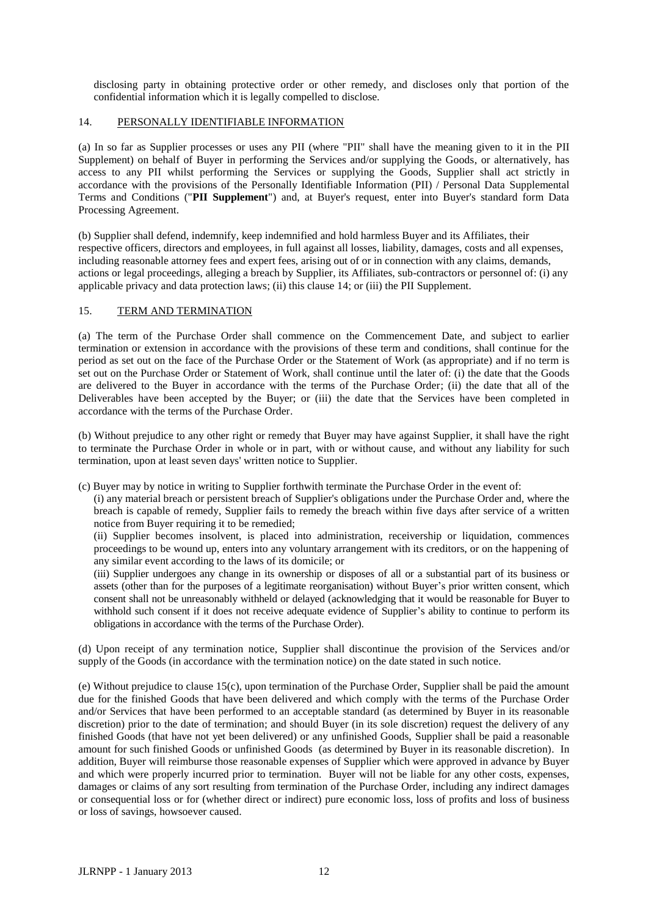disclosing party in obtaining protective order or other remedy, and discloses only that portion of the confidential information which it is legally compelled to disclose.

## 14. PERSONALLY IDENTIFIABLE INFORMATION

(a) In so far as Supplier processes or uses any PII (where "PII" shall have the meaning given to it in the PII Supplement) on behalf of Buyer in performing the Services and/or supplying the Goods, or alternatively, has access to any PII whilst performing the Services or supplying the Goods, Supplier shall act strictly in accordance with the provisions of the Personally Identifiable Information (PII) / Personal Data Supplemental Terms and Conditions ("**PII Supplement**") and, at Buyer's request, enter into Buyer's standard form Data Processing Agreement.

(b) Supplier shall defend, indemnify, keep indemnified and hold harmless Buyer and its Affiliates, their respective officers, directors and employees, in full against all losses, liability, damages, costs and all expenses, including reasonable attorney fees and expert fees, arising out of or in connection with any claims, demands, actions or legal proceedings, alleging a breach by Supplier, its Affiliates, sub-contractors or personnel of: (i) any applicable privacy and data protection laws; (ii) this clause 14; or (iii) the PII Supplement.

## 15. TERM AND TERMINATION

(a) The term of the Purchase Order shall commence on the Commencement Date, and subject to earlier termination or extension in accordance with the provisions of these term and conditions, shall continue for the period as set out on the face of the Purchase Order or the Statement of Work (as appropriate) and if no term is set out on the Purchase Order or Statement of Work, shall continue until the later of: (i) the date that the Goods are delivered to the Buyer in accordance with the terms of the Purchase Order; (ii) the date that all of the Deliverables have been accepted by the Buyer; or (iii) the date that the Services have been completed in accordance with the terms of the Purchase Order.

(b) Without prejudice to any other right or remedy that Buyer may have against Supplier, it shall have the right to terminate the Purchase Order in whole or in part, with or without cause, and without any liability for such termination, upon at least seven days' written notice to Supplier.

(c) Buyer may by notice in writing to Supplier forthwith terminate the Purchase Order in the event of:

(i) any material breach or persistent breach of Supplier's obligations under the Purchase Order and, where the breach is capable of remedy, Supplier fails to remedy the breach within five days after service of a written notice from Buyer requiring it to be remedied;

(ii) Supplier becomes insolvent, is placed into administration, receivership or liquidation, commences proceedings to be wound up, enters into any voluntary arrangement with its creditors, or on the happening of any similar event according to the laws of its domicile; or

(iii) Supplier undergoes any change in its ownership or disposes of all or a substantial part of its business or assets (other than for the purposes of a legitimate reorganisation) without Buyer's prior written consent, which consent shall not be unreasonably withheld or delayed (acknowledging that it would be reasonable for Buyer to withhold such consent if it does not receive adequate evidence of Supplier's ability to continue to perform its obligations in accordance with the terms of the Purchase Order).

(d) Upon receipt of any termination notice, Supplier shall discontinue the provision of the Services and/or supply of the Goods (in accordance with the termination notice) on the date stated in such notice.

(e) Without prejudice to clause 15(c), upon termination of the Purchase Order, Supplier shall be paid the amount due for the finished Goods that have been delivered and which comply with the terms of the Purchase Order and/or Services that have been performed to an acceptable standard (as determined by Buyer in its reasonable discretion) prior to the date of termination; and should Buyer (in its sole discretion) request the delivery of any finished Goods (that have not yet been delivered) or any unfinished Goods, Supplier shall be paid a reasonable amount for such finished Goods or unfinished Goods (as determined by Buyer in its reasonable discretion). In addition, Buyer will reimburse those reasonable expenses of Supplier which were approved in advance by Buyer and which were properly incurred prior to termination. Buyer will not be liable for any other costs, expenses, damages or claims of any sort resulting from termination of the Purchase Order, including any indirect damages or consequential loss or for (whether direct or indirect) pure economic loss, loss of profits and loss of business or loss of savings, howsoever caused.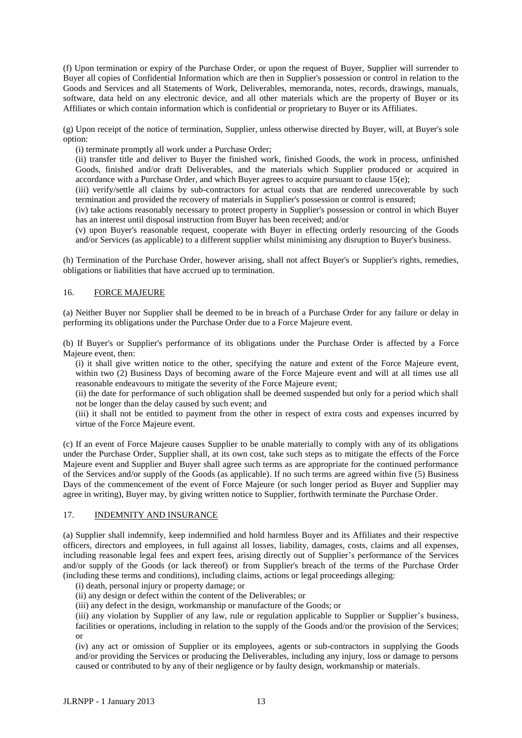(f) Upon termination or expiry of the Purchase Order, or upon the request of Buyer, Supplier will surrender to Buyer all copies of Confidential Information which are then in Supplier's possession or control in relation to the Goods and Services and all Statements of Work, Deliverables, memoranda, notes, records, drawings, manuals, software, data held on any electronic device, and all other materials which are the property of Buyer or its Affiliates or which contain information which is confidential or proprietary to Buyer or its Affiliates.

(g) Upon receipt of the notice of termination, Supplier, unless otherwise directed by Buyer, will, at Buyer's sole option:

(i) terminate promptly all work under a Purchase Order;

(ii) transfer title and deliver to Buyer the finished work, finished Goods, the work in process, unfinished Goods, finished and/or draft Deliverables, and the materials which Supplier produced or acquired in accordance with a Purchase Order, and which Buyer agrees to acquire pursuant to clause 15(e);

(iii) verify/settle all claims by sub-contractors for actual costs that are rendered unrecoverable by such termination and provided the recovery of materials in Supplier's possession or control is ensured;

(iv) take actions reasonably necessary to protect property in Supplier's possession or control in which Buyer has an interest until disposal instruction from Buyer has been received; and/or

(v) upon Buyer's reasonable request, cooperate with Buyer in effecting orderly resourcing of the Goods and/or Services (as applicable) to a different supplier whilst minimising any disruption to Buyer's business.

(h) Termination of the Purchase Order, however arising, shall not affect Buyer's or Supplier's rights, remedies, obligations or liabilities that have accrued up to termination.

## 16. FORCE MAJEURE

(a) Neither Buyer nor Supplier shall be deemed to be in breach of a Purchase Order for any failure or delay in performing its obligations under the Purchase Order due to a Force Majeure event.

(b) If Buyer's or Supplier's performance of its obligations under the Purchase Order is affected by a Force Majeure event, then:

(i) it shall give written notice to the other, specifying the nature and extent of the Force Majeure event, within two (2) Business Days of becoming aware of the Force Majeure event and will at all times use all reasonable endeavours to mitigate the severity of the Force Majeure event;

(ii) the date for performance of such obligation shall be deemed suspended but only for a period which shall not be longer than the delay caused by such event; and

(iii) it shall not be entitled to payment from the other in respect of extra costs and expenses incurred by virtue of the Force Majeure event.

(c) If an event of Force Majeure causes Supplier to be unable materially to comply with any of its obligations under the Purchase Order, Supplier shall, at its own cost, take such steps as to mitigate the effects of the Force Majeure event and Supplier and Buyer shall agree such terms as are appropriate for the continued performance of the Services and/or supply of the Goods (as applicable). If no such terms are agreed within five (5) Business Days of the commencement of the event of Force Majeure (or such longer period as Buyer and Supplier may agree in writing), Buyer may, by giving written notice to Supplier, forthwith terminate the Purchase Order.

## 17. INDEMNITY AND INSURANCE

(a) Supplier shall indemnify, keep indemnified and hold harmless Buyer and its Affiliates and their respective officers, directors and employees, in full against all losses, liability, damages, costs, claims and all expenses, including reasonable legal fees and expert fees, arising directly out of Supplier's performance of the Services and/or supply of the Goods (or lack thereof) or from Supplier's breach of the terms of the Purchase Order (including these terms and conditions), including claims, actions or legal proceedings alleging:

(i) death, personal injury or property damage; or

(ii) any design or defect within the content of the Deliverables; or

(iii) any defect in the design, workmanship or manufacture of the Goods; or

(iii) any violation by Supplier of any law, rule or regulation applicable to Supplier or Supplier's business, facilities or operations, including in relation to the supply of the Goods and/or the provision of the Services; or

(iv) any act or omission of Supplier or its employees, agents or sub-contractors in supplying the Goods and/or providing the Services or producing the Deliverables, including any injury, loss or damage to persons caused or contributed to by any of their negligence or by faulty design, workmanship or materials.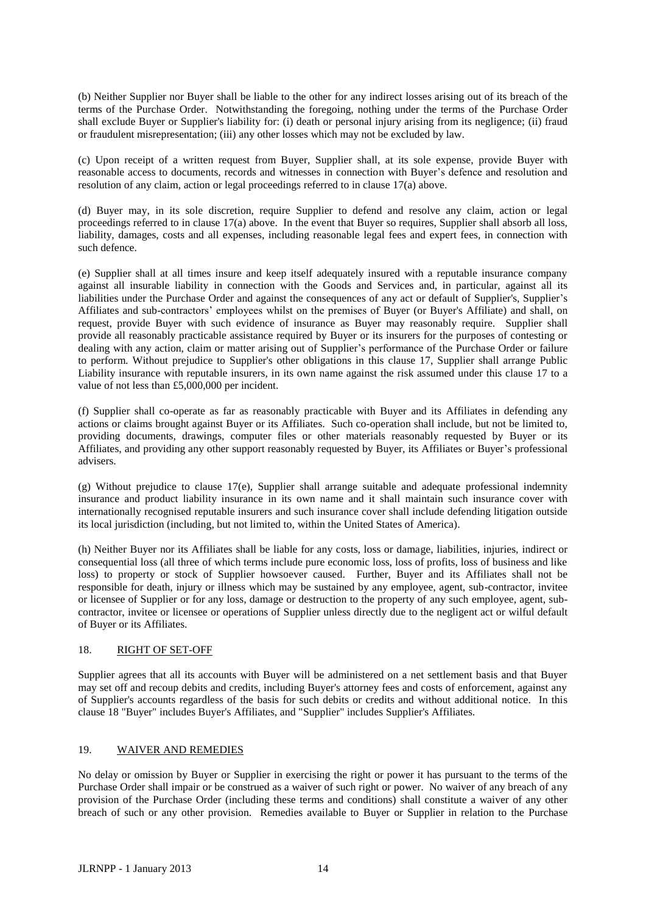(b) Neither Supplier nor Buyer shall be liable to the other for any indirect losses arising out of its breach of the terms of the Purchase Order. Notwithstanding the foregoing, nothing under the terms of the Purchase Order shall exclude Buyer or Supplier's liability for: (i) death or personal injury arising from its negligence; (ii) fraud or fraudulent misrepresentation; (iii) any other losses which may not be excluded by law.

(c) Upon receipt of a written request from Buyer, Supplier shall, at its sole expense, provide Buyer with reasonable access to documents, records and witnesses in connection with Buyer's defence and resolution and resolution of any claim, action or legal proceedings referred to in clause 17(a) above.

(d) Buyer may, in its sole discretion, require Supplier to defend and resolve any claim, action or legal proceedings referred to in clause 17(a) above. In the event that Buyer so requires, Supplier shall absorb all loss, liability, damages, costs and all expenses, including reasonable legal fees and expert fees, in connection with such defence.

(e) Supplier shall at all times insure and keep itself adequately insured with a reputable insurance company against all insurable liability in connection with the Goods and Services and, in particular, against all its liabilities under the Purchase Order and against the consequences of any act or default of Supplier's, Supplier's Affiliates and sub-contractors' employees whilst on the premises of Buyer (or Buyer's Affiliate) and shall, on request, provide Buyer with such evidence of insurance as Buyer may reasonably require. Supplier shall provide all reasonably practicable assistance required by Buyer or its insurers for the purposes of contesting or dealing with any action, claim or matter arising out of Supplier's performance of the Purchase Order or failure to perform. Without prejudice to Supplier's other obligations in this clause 17, Supplier shall arrange Public Liability insurance with reputable insurers, in its own name against the risk assumed under this clause 17 to a value of not less than £5,000,000 per incident.

(f) Supplier shall co-operate as far as reasonably practicable with Buyer and its Affiliates in defending any actions or claims brought against Buyer or its Affiliates. Such co-operation shall include, but not be limited to, providing documents, drawings, computer files or other materials reasonably requested by Buyer or its Affiliates, and providing any other support reasonably requested by Buyer, its Affiliates or Buyer's professional advisers.

(g) Without prejudice to clause 17(e), Supplier shall arrange suitable and adequate professional indemnity insurance and product liability insurance in its own name and it shall maintain such insurance cover with internationally recognised reputable insurers and such insurance cover shall include defending litigation outside its local jurisdiction (including, but not limited to, within the United States of America).

(h) Neither Buyer nor its Affiliates shall be liable for any costs, loss or damage, liabilities, injuries, indirect or consequential loss (all three of which terms include pure economic loss, loss of profits, loss of business and like loss) to property or stock of Supplier howsoever caused. Further, Buyer and its Affiliates shall not be responsible for death, injury or illness which may be sustained by any employee, agent, sub-contractor, invitee or licensee of Supplier or for any loss, damage or destruction to the property of any such employee, agent, sub-contractor, invitee or licensee or operations of Supplier unless directly due to the negligent act or wilful default of Buyer or its Affiliates.

## 18. RIGHT OF SET-OFF

Supplier agrees that all its accounts with Buyer will be administered on a net settlement basis and that Buyer may set off and recoup debits and credits, including Buyer's attorney fees and costs of enforcement, against any of Supplier's accounts regardless of the basis for such debits or credits and without additional notice. In this clause 18 "Buyer" includes Buyer's Affiliates, and "Supplier" includes Supplier's Affiliates.

## 19. WAIVER AND REMEDIES

No delay or omission by Buyer or Supplier in exercising the right or power it has pursuant to the terms of the Purchase Order shall impair or be construed as a waiver of such right or power. No waiver of any breach of any provision of the Purchase Order (including these terms and conditions) shall constitute a waiver of any other breach of such or any other provision. Remedies available to Buyer or Supplier in relation to the Purchase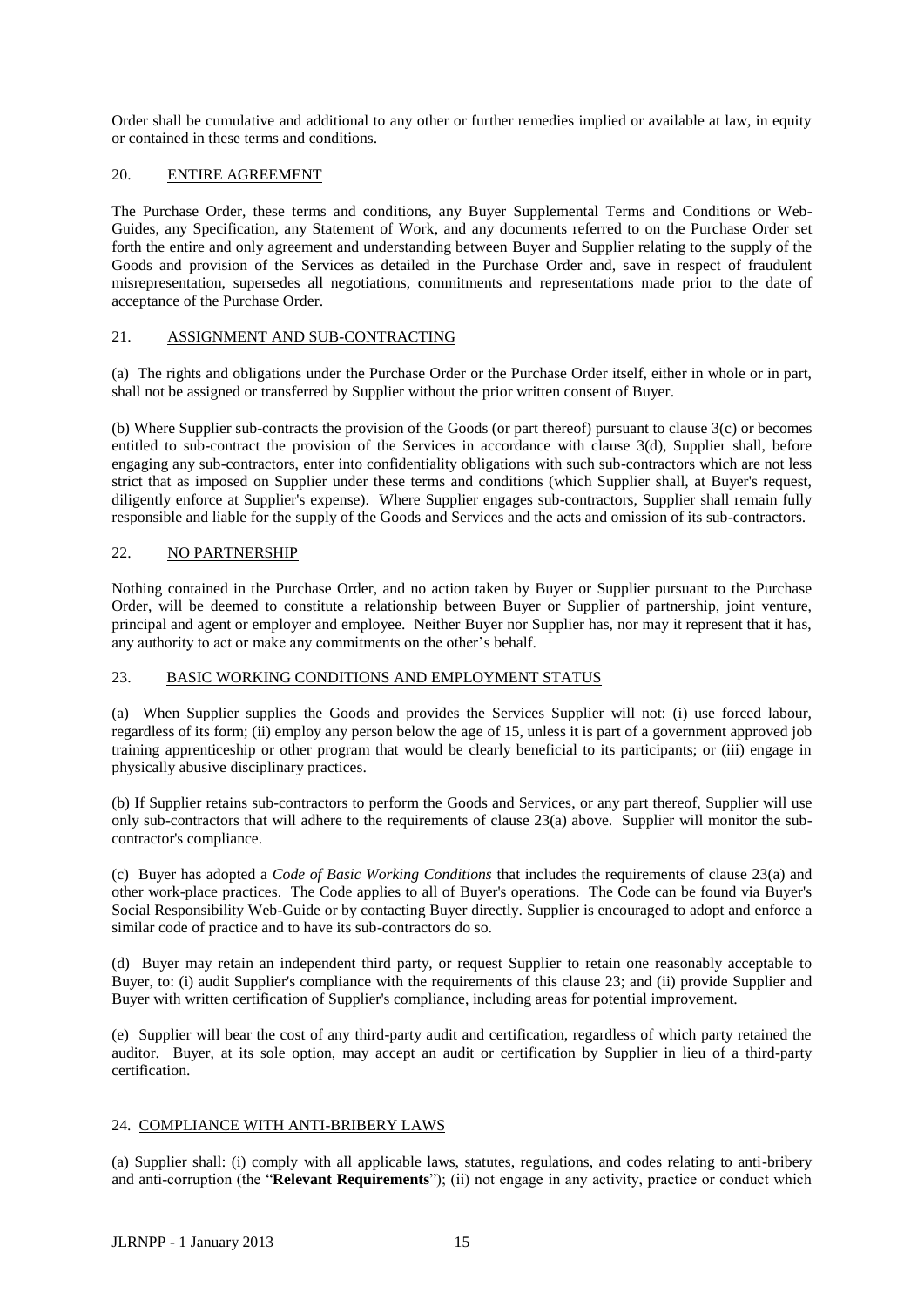Order shall be cumulative and additional to any other or further remedies implied or available at law, in equity or contained in these terms and conditions.

## 20. ENTIRE AGREEMENT

The Purchase Order, these terms and conditions, any Buyer Supplemental Terms and Conditions or Web-Guides, any Specification, any Statement of Work, and any documents referred to on the Purchase Order set forth the entire and only agreement and understanding between Buyer and Supplier relating to the supply of the Goods and provision of the Services as detailed in the Purchase Order and, save in respect of fraudulent misrepresentation, supersedes all negotiations, commitments and representations made prior to the date of acceptance of the Purchase Order.

## 21. ASSIGNMENT AND SUB-CONTRACTING

(a) The rights and obligations under the Purchase Order or the Purchase Order itself, either in whole or in part, shall not be assigned or transferred by Supplier without the prior written consent of Buyer.

(b) Where Supplier sub-contracts the provision of the Goods (or part thereof) pursuant to clause 3(c) or becomes entitled to sub-contract the provision of the Services in accordance with clause 3(d), Supplier shall, before engaging any sub-contractors, enter into confidentiality obligations with such sub-contractors which are not less strict that as imposed on Supplier under these terms and conditions (which Supplier shall, at Buyer's request, diligently enforce at Supplier's expense). Where Supplier engages sub-contractors, Supplier shall remain fully responsible and liable for the supply of the Goods and Services and the acts and omission of its sub-contractors.

## 22. NO PARTNERSHIP

Nothing contained in the Purchase Order, and no action taken by Buyer or Supplier pursuant to the Purchase Order, will be deemed to constitute a relationship between Buyer or Supplier of partnership, joint venture, principal and agent or employer and employee. Neither Buyer nor Supplier has, nor may it represent that it has, any authority to act or make any commitments on the other's behalf.

## 23. BASIC WORKING CONDITIONS AND EMPLOYMENT STATUS

(a) When Supplier supplies the Goods and provides the Services Supplier will not: (i) use forced labour, regardless of its form; (ii) employ any person below the age of 15, unless it is part of a government approved job training apprenticeship or other program that would be clearly beneficial to its participants; or (iii) engage in physically abusive disciplinary practices.

(b) If Supplier retains sub-contractors to perform the Goods and Services, or any part thereof, Supplier will use only sub-contractors that will adhere to the requirements of clause 23(a) above. Supplier will monitor the sub-contractor's compliance.

(c) Buyer has adopted a *Code of Basic Working Conditions* that includes the requirements of clause 23(a) and other work-place practices. The Code applies to all of Buyer's operations. The Code can be found via Buyer's Social Responsibility Web-Guide or by contacting Buyer directly. Supplier is encouraged to adopt and enforce a similar code of practice and to have its sub-contractors do so.

(d) Buyer may retain an independent third party, or request Supplier to retain one reasonably acceptable to Buyer, to: (i) audit Supplier's compliance with the requirements of this clause 23; and (ii) provide Supplier and Buyer with written certification of Supplier's compliance, including areas for potential improvement.

(e) Supplier will bear the cost of any third-party audit and certification, regardless of which party retained the auditor. Buyer, at its sole option, may accept an audit or certification by Supplier in lieu of a third-party certification.

## 24. COMPLIANCE WITH ANTI-BRIBERY LAWS

(a) Supplier shall: (i) comply with all applicable laws, statutes, regulations, and codes relating to anti-bribery and anti-corruption (the "**Relevant Requirements**"); (ii) not engage in any activity, practice or conduct which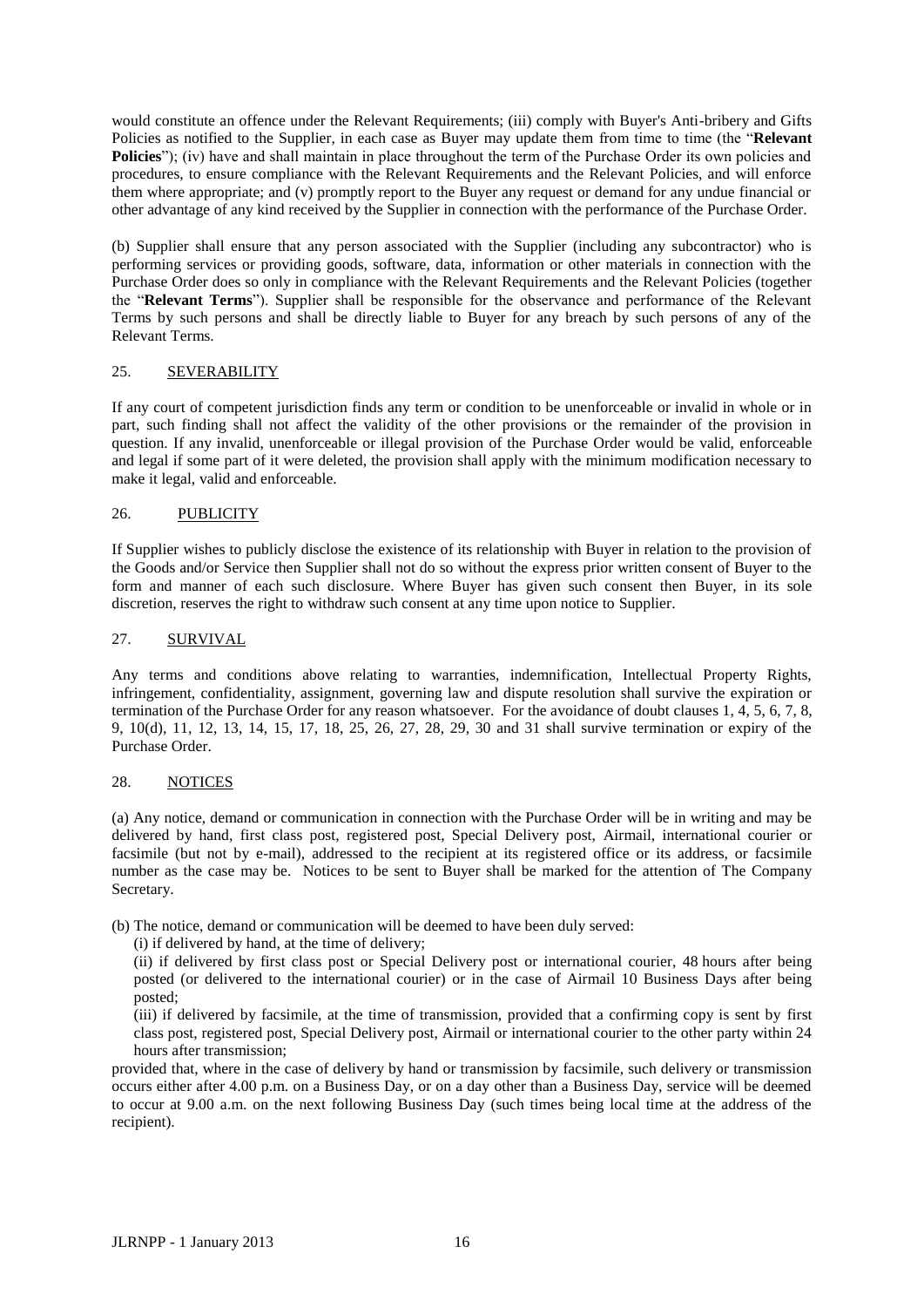would constitute an offence under the Relevant Requirements; (iii) comply with Buyer's Anti-bribery and Gifts Policies as notified to the Supplier, in each case as Buyer may update them from time to time (the "**Relevant Policies**"); (iv) have and shall maintain in place throughout the term of the Purchase Order its own policies and procedures, to ensure compliance with the Relevant Requirements and the Relevant Policies, and will enforce them where appropriate; and (v) promptly report to the Buyer any request or demand for any undue financial or other advantage of any kind received by the Supplier in connection with the performance of the Purchase Order.

(b) Supplier shall ensure that any person associated with the Supplier (including any subcontractor) who is performing services or providing goods, software, data, information or other materials in connection with the Purchase Order does so only in compliance with the Relevant Requirements and the Relevant Policies (together the "**Relevant Terms**"). Supplier shall be responsible for the observance and performance of the Relevant Terms by such persons and shall be directly liable to Buyer for any breach by such persons of any of the Relevant Terms.

## 25. SEVERABILITY

If any court of competent jurisdiction finds any term or condition to be unenforceable or invalid in whole or in part, such finding shall not affect the validity of the other provisions or the remainder of the provision in question. If any invalid, unenforceable or illegal provision of the Purchase Order would be valid, enforceable and legal if some part of it were deleted, the provision shall apply with the minimum modification necessary to make it legal, valid and enforceable.

## 26. PUBLICITY

If Supplier wishes to publicly disclose the existence of its relationship with Buyer in relation to the provision of the Goods and/or Service then Supplier shall not do so without the express prior written consent of Buyer to the form and manner of each such disclosure. Where Buyer has given such consent then Buyer, in its sole discretion, reserves the right to withdraw such consent at any time upon notice to Supplier.

## 27. SURVIVAL

Any terms and conditions above relating to warranties, indemnification, Intellectual Property Rights, infringement, confidentiality, assignment, governing law and dispute resolution shall survive the expiration or termination of the Purchase Order for any reason whatsoever. For the avoidance of doubt clauses 1, 4, 5, 6, 7, 8, 9, 10(d), 11, 12, 13, 14, 15, 17, 18, 25, 26, 27, 28, 29, 30 and 31 shall survive termination or expiry of the Purchase Order.

## 28. NOTICES

(a) Any notice, demand or communication in connection with the Purchase Order will be in writing and may be delivered by hand, first class post, registered post, Special Delivery post, Airmail, international courier or facsimile (but not by e-mail), addressed to the recipient at its registered office or its address, or facsimile number as the case may be. Notices to be sent to Buyer shall be marked for the attention of The Company Secretary.

(b) The notice, demand or communication will be deemed to have been duly served:

(i) if delivered by hand, at the time of delivery;

(ii) if delivered by first class post or Special Delivery post or international courier, 48 hours after being posted (or delivered to the international courier) or in the case of Airmail 10 Business Days after being posted;

(iii) if delivered by facsimile, at the time of transmission, provided that a confirming copy is sent by first class post, registered post, Special Delivery post, Airmail or international courier to the other party within 24 hours after transmission;

provided that, where in the case of delivery by hand or transmission by facsimile, such delivery or transmission occurs either after 4.00 p.m. on a Business Day, or on a day other than a Business Day, service will be deemed to occur at 9.00 a.m. on the next following Business Day (such times being local time at the address of the recipient).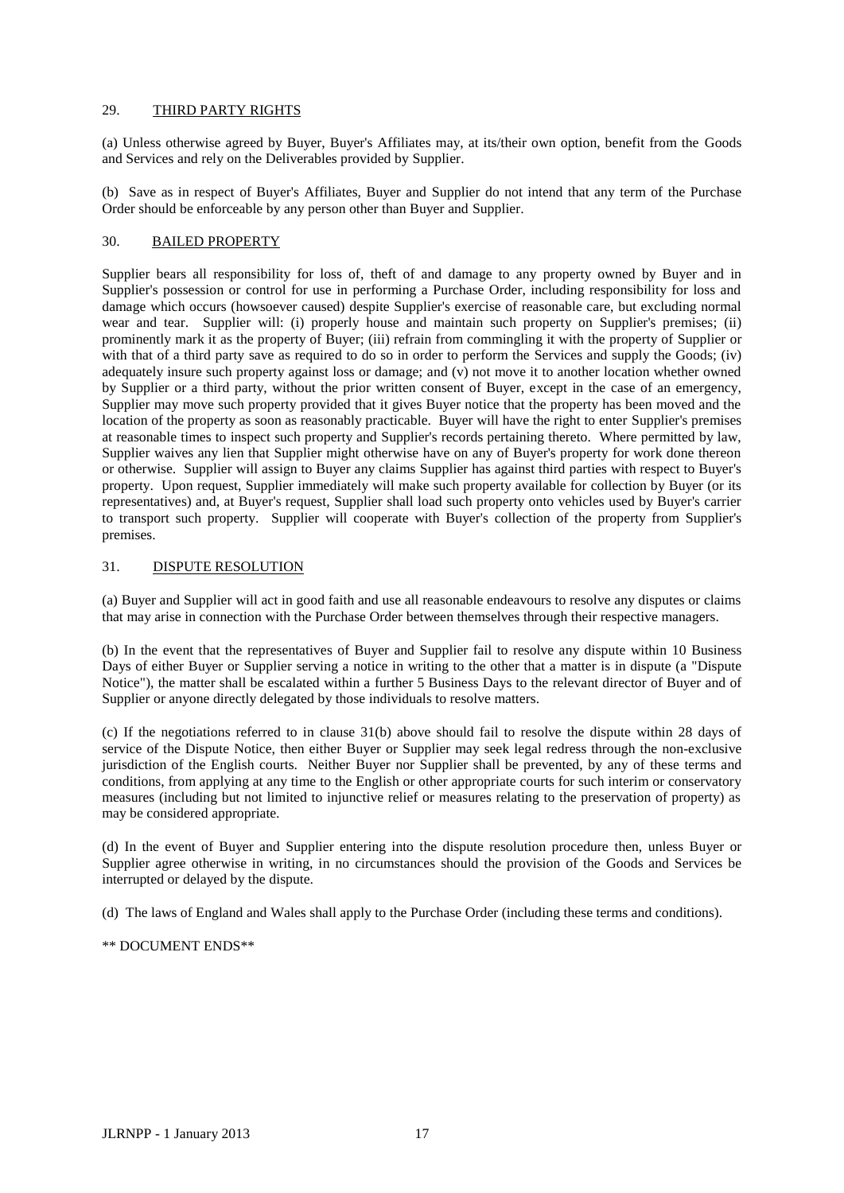## 29. THIRD PARTY RIGHTS

(a) Unless otherwise agreed by Buyer, Buyer's Affiliates may, at its/their own option, benefit from the Goods and Services and rely on the Deliverables provided by Supplier.

(b) Save as in respect of Buyer's Affiliates, Buyer and Supplier do not intend that any term of the Purchase Order should be enforceable by any person other than Buyer and Supplier.

## 30. BAILED PROPERTY

Supplier bears all responsibility for loss of, theft of and damage to any property owned by Buyer and in Supplier's possession or control for use in performing a Purchase Order, including responsibility for loss and damage which occurs (howsoever caused) despite Supplier's exercise of reasonable care, but excluding normal wear and tear. Supplier will: (i) properly house and maintain such property on Supplier's premises; (ii) prominently mark it as the property of Buyer; (iii) refrain from commingling it with the property of Supplier or with that of a third party save as required to do so in order to perform the Services and supply the Goods; (iv) adequately insure such property against loss or damage; and (v) not move it to another location whether owned by Supplier or a third party, without the prior written consent of Buyer, except in the case of an emergency, Supplier may move such property provided that it gives Buyer notice that the property has been moved and the location of the property as soon as reasonably practicable. Buyer will have the right to enter Supplier's premises at reasonable times to inspect such property and Supplier's records pertaining thereto. Where permitted by law, Supplier waives any lien that Supplier might otherwise have on any of Buyer's property for work done thereon or otherwise. Supplier will assign to Buyer any claims Supplier has against third parties with respect to Buyer's property. Upon request, Supplier immediately will make such property available for collection by Buyer (or its representatives) and, at Buyer's request, Supplier shall load such property onto vehicles used by Buyer's carrier to transport such property. Supplier will cooperate with Buyer's collection of the property from Supplier's premises.

## 31. DISPUTE RESOLUTION

(a) Buyer and Supplier will act in good faith and use all reasonable endeavours to resolve any disputes or claims that may arise in connection with the Purchase Order between themselves through their respective managers.

(b) In the event that the representatives of Buyer and Supplier fail to resolve any dispute within 10 Business Days of either Buyer or Supplier serving a notice in writing to the other that a matter is in dispute (a "Dispute Notice"), the matter shall be escalated within a further 5 Business Days to the relevant director of Buyer and of Supplier or anyone directly delegated by those individuals to resolve matters.

(c) If the negotiations referred to in clause 31(b) above should fail to resolve the dispute within 28 days of service of the Dispute Notice, then either Buyer or Supplier may seek legal redress through the non-exclusive jurisdiction of the English courts. Neither Buyer nor Supplier shall be prevented, by any of these terms and conditions, from applying at any time to the English or other appropriate courts for such interim or conservatory measures (including but not limited to injunctive relief or measures relating to the preservation of property) as may be considered appropriate.

(d) In the event of Buyer and Supplier entering into the dispute resolution procedure then, unless Buyer or Supplier agree otherwise in writing, in no circumstances should the provision of the Goods and Services be interrupted or delayed by the dispute.

(d) The laws of England and Wales shall apply to the Purchase Order (including these terms and conditions).

** DOCUMENT ENDS**